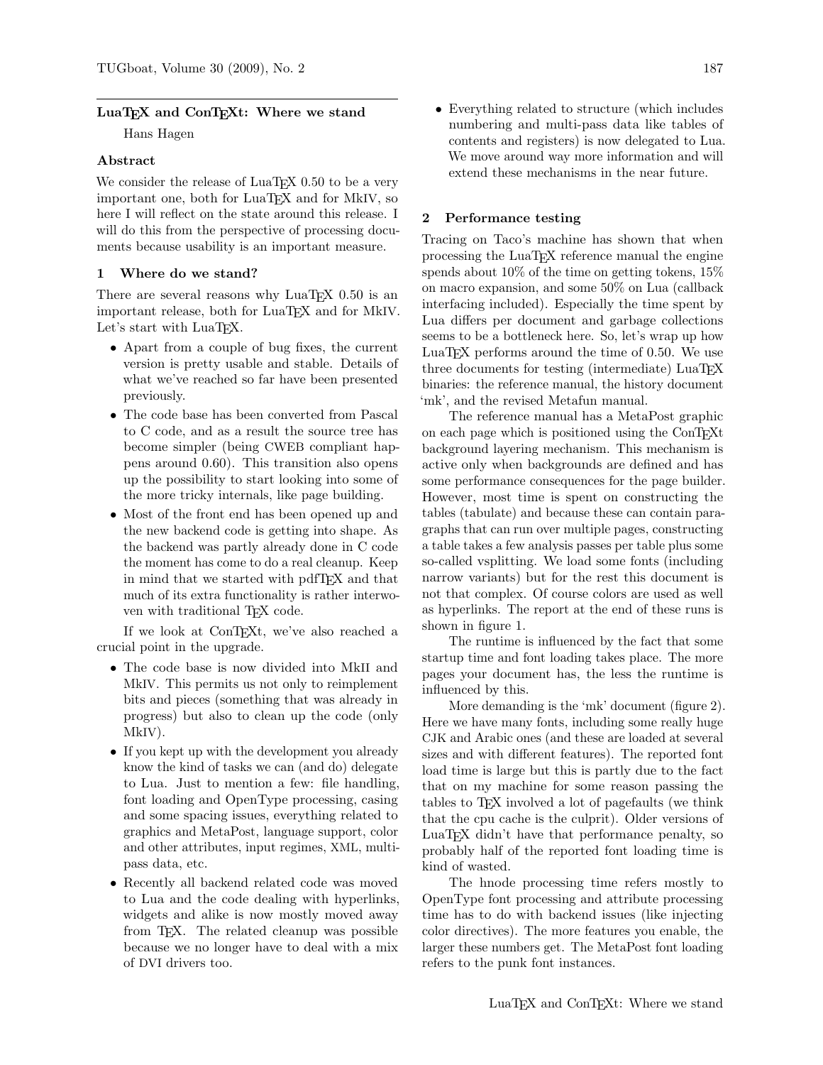# LuaTEX and ConTEXt: Where we stand

Hans Hagen

## Abstract

We consider the release of LuaTEX 0.50 to be a very important one, both for LuaTEX and for MkIV, so here I will reflect on the state around this release. I will do this from the perspective of processing documents because usability is an important measure.

## 1 Where do we stand?

There are several reasons why LuaTEX 0.50 is an important release, both for LuaTEX and for MkIV. Let's start with LuaTEX.

- Apart from a couple of bug fixes, the current version is pretty usable and stable. Details of what we've reached so far have been presented previously.
- The code base has been converted from Pascal to C code, and as a result the source tree has become simpler (being CWEB compliant happens around 0.60). This transition also opens up the possibility to start looking into some of the more tricky internals, like page building.
- Most of the front end has been opened up and the new backend code is getting into shape. As the backend was partly already done in C code the moment has come to do a real cleanup. Keep in mind that we started with pdfTEX and that much of its extra functionality is rather interwoven with traditional TEX code.

If we look at ConTEXt, we've also reached a crucial point in the upgrade.

- The code base is now divided into MkII and MkIV. This permits us not only to reimplement bits and pieces (something that was already in progress) but also to clean up the code (only MkIV).
- If you kept up with the development you already know the kind of tasks we can (and do) delegate to Lua. Just to mention a few: file handling, font loading and OpenType processing, casing and some spacing issues, everything related to graphics and MetaPost, language support, color and other attributes, input regimes, XML, multi-pass data, etc.
- Recently all backend related code was moved to Lua and the code dealing with hyperlinks, widgets and alike is now mostly moved away from TEX. The related cleanup was possible because we no longer have to deal with a mix of DVI drivers too.
- Everything related to structure (which includes numbering and multi-pass data like tables of contents and registers) is now delegated to Lua. We move around way more information and will extend these mechanisms in the near future.

## 2 Performance testing

Tracing on Taco's machine has shown that when processing the LuaTEX reference manual the engine spends about 10% of the time on getting tokens, 15% on macro expansion, and some 50% on Lua (callback interfacing included). Especially the time spent by Lua differs per document and garbage collections seems to be a bottleneck here. So, let's wrap up how LuaTEX performs around the time of 0.50. We use three documents for testing (intermediate) LuaTEX binaries: the reference manual, the history document 'mk', and the revised Metafun manual.

The reference manual has a MetaPost graphic on each page which is positioned using the ConTEXt background layering mechanism. This mechanism is active only when backgrounds are defined and has some performance consequences for the page builder. However, most time is spent on constructing the tables (tabulate) and because these can contain paragraphs that can run over multiple pages, constructing a table takes a few analysis passes per table plus some so-called vsplitting. We load some fonts (including narrow variants) but for the rest this document is not that complex. Of course colors are used as well as hyperlinks. The report at the end of these runs is shown in figure 1.

The runtime is influenced by the fact that some startup time and font loading takes place. The more pages your document has, the less the runtime is influenced by this.

More demanding is the 'mk' document (figure 2). Here we have many fonts, including some really huge CJK and Arabic ones (and these are loaded at several sizes and with different features). The reported font load time is large but this is partly due to the fact that on my machine for some reason passing the tables to TEX involved a lot of pagefaults (we think that the cpu cache is the culprit). Older versions of LuaTEX didn't have that performance penalty, so probably half of the reported font loading time is kind of wasted.

The hnode processing time refers mostly to OpenType font processing and attribute processing time has to do with backend issues (like injecting color directives). The more features you enable, the larger these numbers get. The MetaPost font loading refers to the punk font instances.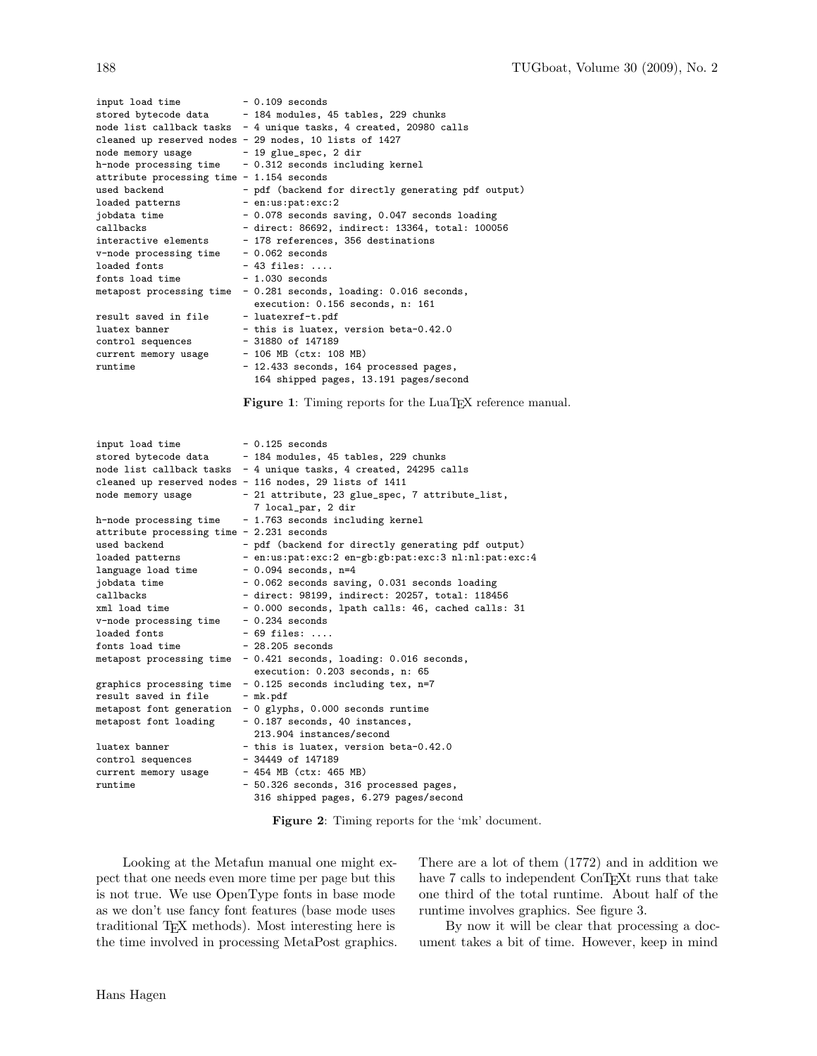```
input load time          - 0.109 seconds
stored bytecode data     - 184 modules, 45 tables, 229 chunks
node list callback tasks - 4 unique tasks, 4 created, 20980 calls
cleaned up reserved nodes - 29 nodes, 10 lists of 1427
node memory usage        - 19 glue_spec, 2 dir
h-node processing time   - 0.312 seconds including kernel
attribute processing time - 1.154 seconds
used backend             - pdf (backend for directly generating pdf output)
loaded patterns          - en:us:pat:exc:2
jobdata time             - 0.078 seconds saving, 0.047 seconds loading
callbacks                - direct: 86692, indirect: 13364, total: 100056
interactive elements     - 178 references, 356 destinations
v-node processing time   - 0.062 seconds
loaded fonts             - 43 files: ....
fonts load time          - 1.030 seconds
metapost processing time - 0.281 seconds, loading: 0.016 seconds,
                           execution: 0.156 seconds, n: 161
result saved in file     - luatexref-t.pdf
luatex banner            - this is luatex, version beta-0.42.0
control sequences        - 31880 of 147189
current memory usage     - 106 MB (ctx: 108 MB)
runtime                  - 12.433 seconds, 164 processed pages,
                           164 shipped pages, 13.191 pages/second
```

**Figure 1**: Timing reports for the LuaTEX reference manual.

```
input load time          - 0.125 seconds
stored bytecode data     - 184 modules, 45 tables, 229 chunks
node list callback tasks - 4 unique tasks, 4 created, 24295 calls
cleaned up reserved nodes - 116 nodes, 29 lists of 1411
node memory usage        - 21 attribute, 23 glue_spec, 7 attribute_list,
                           7 local_par, 2 dir
h-node processing time   - 1.763 seconds including kernel
attribute processing time - 2.231 seconds
used backend             - pdf (backend for directly generating pdf output)
loaded patterns          - en:us:pat:exc:2 en-gb:gb:pat:exc:3 nl:nl:pat:exc:4
language load time       - 0.094 seconds, n=4
jobdata time             - 0.062 seconds saving, 0.031 seconds loading
callbacks                - direct: 98199, indirect: 20257, total: 118456
xml load time            - 0.000 seconds, lpath calls: 46, cached calls: 31
v-node processing time   - 0.234 seconds
loaded fonts             - 69 files: ....
fonts load time          - 28.205 seconds
metapost processing time - 0.421 seconds, loading: 0.016 seconds,
                           execution: 0.203 seconds, n: 65
graphics processing time - 0.125 seconds including tex, n=7
result saved in file     - mk.pdf
metapost font generation - 0 glyphs, 0.000 seconds runtime
metapost font loading    - 0.187 seconds, 40 instances,
                           213.904 instances/second
luatex banner            - this is luatex, version beta-0.42.0
control sequences        - 34449 of 147189
current memory usage     - 454 MB (ctx: 465 MB)
runtime                  - 50.326 seconds, 316 processed pages,
                           316 shipped pages, 6.279 pages/second
```

**Figure 2**: Timing reports for the 'mk' document.

Looking at the Metafun manual one might expect that one needs even more time per page but this is not true. We use OpenType fonts in base mode as we don't use fancy font features (base mode uses traditional TEX methods). Most interesting here is the time involved in processing MetaPost graphics. There are a lot of them (1772) and in addition we have 7 calls to independent ConTEXt runs that take one third of the total runtime. About half of the runtime involves graphics. See figure 3.

By now it will be clear that processing a document takes a bit of time. However, keep in mind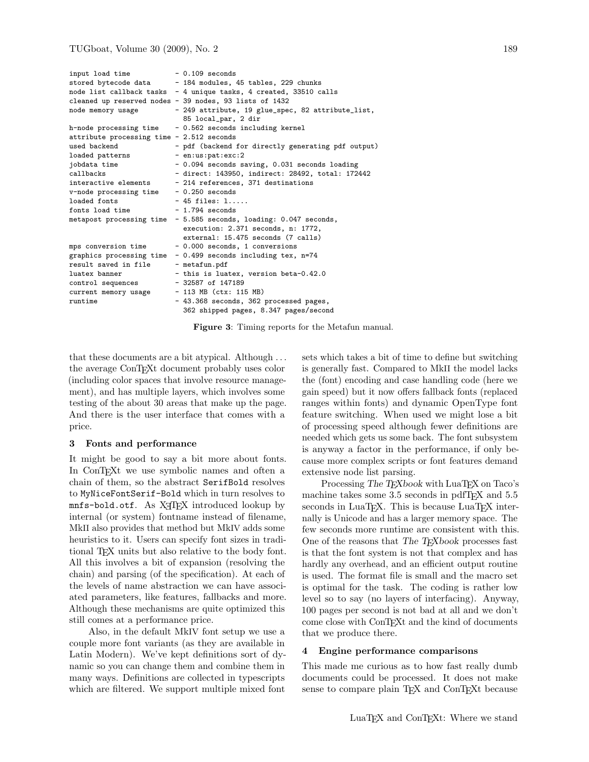```
input load time          - 0.109 seconds
stored bytecode data     - 184 modules, 45 tables, 229 chunks
node list callback tasks - 4 unique tasks, 4 created, 33510 calls
cleaned up reserved nodes - 39 nodes, 93 lists of 1432
node memory usage        - 249 attribute, 19 glue_spec, 82 attribute_list,
                           85 local_par, 2 dir
h-node processing time   - 0.562 seconds including kernel
attribute processing time - 2.512 seconds
used backend             - pdf (backend for directly generating pdf output)
loaded patterns          - en:us:pat:exc:2
jobdata time             - 0.094 seconds saving, 0.031 seconds loading
callbacks                - direct: 143950, indirect: 28492, total: 172442
interactive elements     - 214 references, 371 destinations
v-node processing time   - 0.250 seconds
loaded fonts             - 45 files: l.....
fonts load time          - 1.794 seconds
metapost processing time - 5.585 seconds, loading: 0.047 seconds,
                           execution: 2.371 seconds, n: 1772,
                           external: 15.475 seconds (7 calls)
mps conversion time      - 0.000 seconds, 1 conversions
graphics processing time - 0.499 seconds including tex, n=74
result saved in file     - metafun.pdf
luatex banner            - this is luatex, version beta-0.42.0
control sequences        - 32587 of 147189
current memory usage     - 113 MB (ctx: 115 MB)
runtime                  - 43.368 seconds, 362 processed pages,
                           362 shipped pages, 8.347 pages/second
```

**Figure 3**: Timing reports for the Metafun manual.

that these documents are a bit atypical. Although ... the average ConTEXt document probably uses color (including color spaces that involve resource management), and has multiple layers, which involves some testing of the about 30 areas that make up the page. And there is the user interface that comes with a price.

## 3 Fonts and performance

It might be good to say a bit more about fonts. In ConTEXt we use symbolic names and often a chain of them, so the abstract `SerifBold` resolves to `MyNiceFontSerif-Bold` which in turn resolves to `mnfs-bold.otf`. As XeTEX introduced lookup by internal (or system) fontname instead of filename, MkII also provides that method but MkIV adds some heuristics to it. Users can specify font sizes in traditional TEX units but also relative to the body font. All this involves a bit of expansion (resolving the chain) and parsing (of the specification). At each of the levels of name abstraction we can have associated parameters, like features, fallbacks and more. Although these mechanisms are quite optimized this still comes at a performance price.

Also, in the default MkIV font setup we use a couple more font variants (as they are available in Latin Modern). We've kept definitions sort of dynamic so you can change them and combine them in many ways. Definitions are collected in typescripts which are filtered. We support multiple mixed font sets which takes a bit of time to define but switching is generally fast. Compared to MkII the model lacks the (font) encoding and case handling code (here we gain speed) but it now offers fallback fonts (replaced ranges within fonts) and dynamic OpenType font feature switching. When used we might lose a bit of processing speed although fewer definitions are needed which gets us some back. The font subsystem is anyway a factor in the performance, if only because more complex scripts or font features demand extensive node list parsing.

Processing *The TEXbook* with LuaTEX on Taco's machine takes some 3.5 seconds in pdfTEX and 5.5 seconds in LuaTEX. This is because LuaTEX internally is Unicode and has a larger memory space. The few seconds more runtime are consistent with this. One of the reasons that *The TEXbook* processes fast is that the font system is not that complex and has hardly any overhead, and an efficient output routine is used. The format file is small and the macro set is optimal for the task. The coding is rather low level so to say (no layers of interfacing). Anyway, 100 pages per second is not bad at all and we don't come close with ConTEXt and the kind of documents that we produce there.

## 4 Engine performance comparisons

This made me curious as to how fast really dumb documents could be processed. It does not make sense to compare plain TEX and ConTEXt because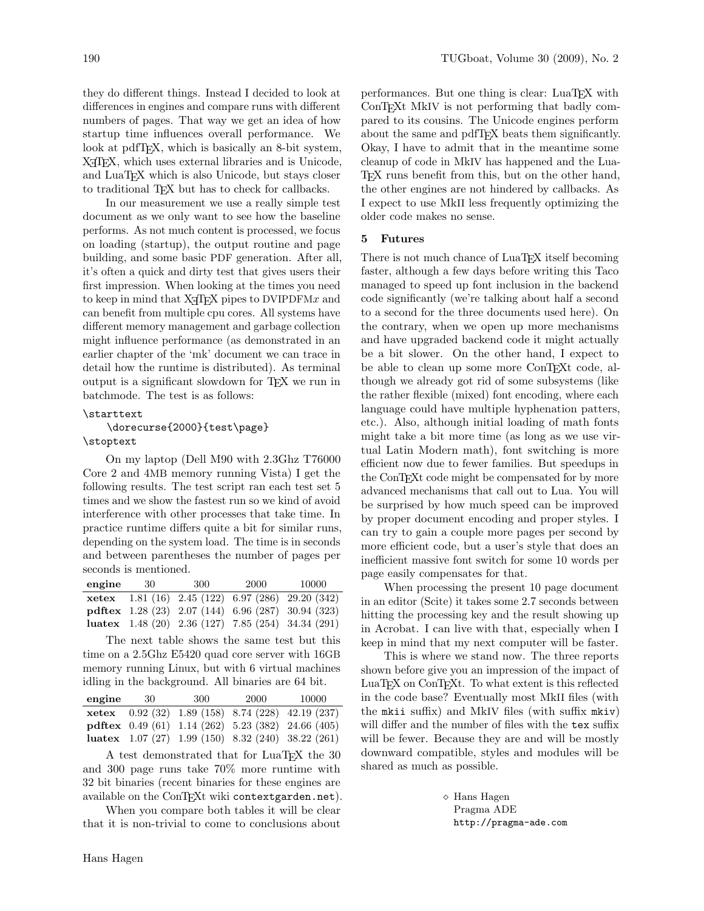they do different things. Instead I decided to look at differences in engines and compare runs with different numbers of pages. That way we get an idea of how startup time influences overall performance. We look at pdfTEX, which is basically an 8-bit system, XƎTEX, which uses external libraries and is Unicode, and LuaTEX which is also Unicode, but stays closer to traditional TEX but has to check for callbacks.

In our measurement we use a really simple test document as we only want to see how the baseline performs. As not much content is processed, we focus on loading (startup), the output routine and page building, and some basic PDF generation. After all, it's often a quick and dirty test that gives users their first impression. When looking at the times you need to keep in mind that XƎTEX pipes to DVIPDFM*x* and can benefit from multiple cpu cores. All systems have different memory management and garbage collection might influence performance (as demonstrated in an earlier chapter of the 'mk' document we can trace in detail how the runtime is distributed). As terminal output is a significant slowdown for TEX we run in batchmode. The test is as follows:

```
\starttext
    \dorecurse{2000}{test\page}
\stoptext
```

On my laptop (Dell M90 with 2.3Ghz T76000 Core 2 and 4MB memory running Vista) I get the following results. The test script ran each test set 5 times and we show the fastest run so we kind of avoid interference with other processes that take time. In practice runtime differs quite a bit for similar runs, depending on the system load. The time is in seconds and between parentheses the number of pages per seconds is mentioned.

| engine | 30 | 300 | 2000 | 10000 |
|---|---|---|---|---|
| **xetex** | 1.81 (16) | 2.45 (122) | 6.97 (286) | 29.20 (342) |
| **pdftex** | 1.28 (23) | 2.07 (144) | 6.96 (287) | 30.94 (323) |
| **luatex** | 1.48 (20) | 2.36 (127) | 7.85 (254) | 34.34 (291) |

The next table shows the same test but this time on a 2.5Ghz E5420 quad core server with 16GB memory running Linux, but with 6 virtual machines idling in the background. All binaries are 64 bit.

| engine | 30 | 300 | 2000 | 10000 |
|---|---|---|---|---|
| **xetex** | 0.92 (32) | 1.89 (158) | 8.74 (228) | 42.19 (237) |
| **pdftex** | 0.49 (61) | 1.14 (262) | 5.23 (382) | 24.66 (405) |
| **luatex** | 1.07 (27) | 1.99 (150) | 8.32 (240) | 38.22 (261) |

A test demonstrated that for LuaTEX the 30 and 300 page runs take 70% more runtime with 32 bit binaries (recent binaries for these engines are available on the ConTEXt wiki `contextgarden.net`).

When you compare both tables it will be clear that it is non-trivial to come to conclusions about performances. But one thing is clear: LuaTEX with ConTEXt MkIV is not performing that badly compared to its cousins. The Unicode engines perform about the same and pdfTEX beats them significantly. Okay, I have to admit that in the meantime some cleanup of code in MkIV has happened and the LuaTEX runs benefit from this, but on the other hand, the other engines are not hindered by callbacks. As I expect to use MkII less frequently optimizing the older code makes no sense.

## 5 Futures

There is not much chance of LuaTEX itself becoming faster, although a few days before writing this Taco managed to speed up font inclusion in the backend code significantly (we're talking about half a second to a second for the three documents used here). On the contrary, when we open up more mechanisms and have upgraded backend code it might actually be a bit slower. On the other hand, I expect to be able to clean up some more ConTEXt code, although we already got rid of some subsystems (like the rather flexible (mixed) font encoding, where each language could have multiple hyphenation patters, etc.). Also, although initial loading of math fonts might take a bit more time (as long as we use virtual Latin Modern math), font switching is more efficient now due to fewer families. But speedups in the ConTEXt code might be compensated for by more advanced mechanisms that call out to Lua. You will be surprised by how much speed can be improved by proper document encoding and proper styles. I can try to gain a couple more pages per second by more efficient code, but a user's style that does an inefficient massive font switch for some 10 words per page easily compensates for that.

When processing the present 10 page document in an editor (Scite) it takes some 2.7 seconds between hitting the processing key and the result showing up in Acrobat. I can live with that, especially when I keep in mind that my next computer will be faster.

This is where we stand now. The three reports shown before give you an impression of the impact of LuaTEX on ConTEXt. To what extent is this reflected in the code base? Eventually most MkII files (with the `mkii` suffix) and MkIV files (with suffix `mkiv`) will differ and the number of files with the `tex` suffix will be fewer. Because they are and will be mostly downward compatible, styles and modules will be shared as much as possible.

⋄ Hans Hagen
Pragma ADE
`http://pragma-ade.com`